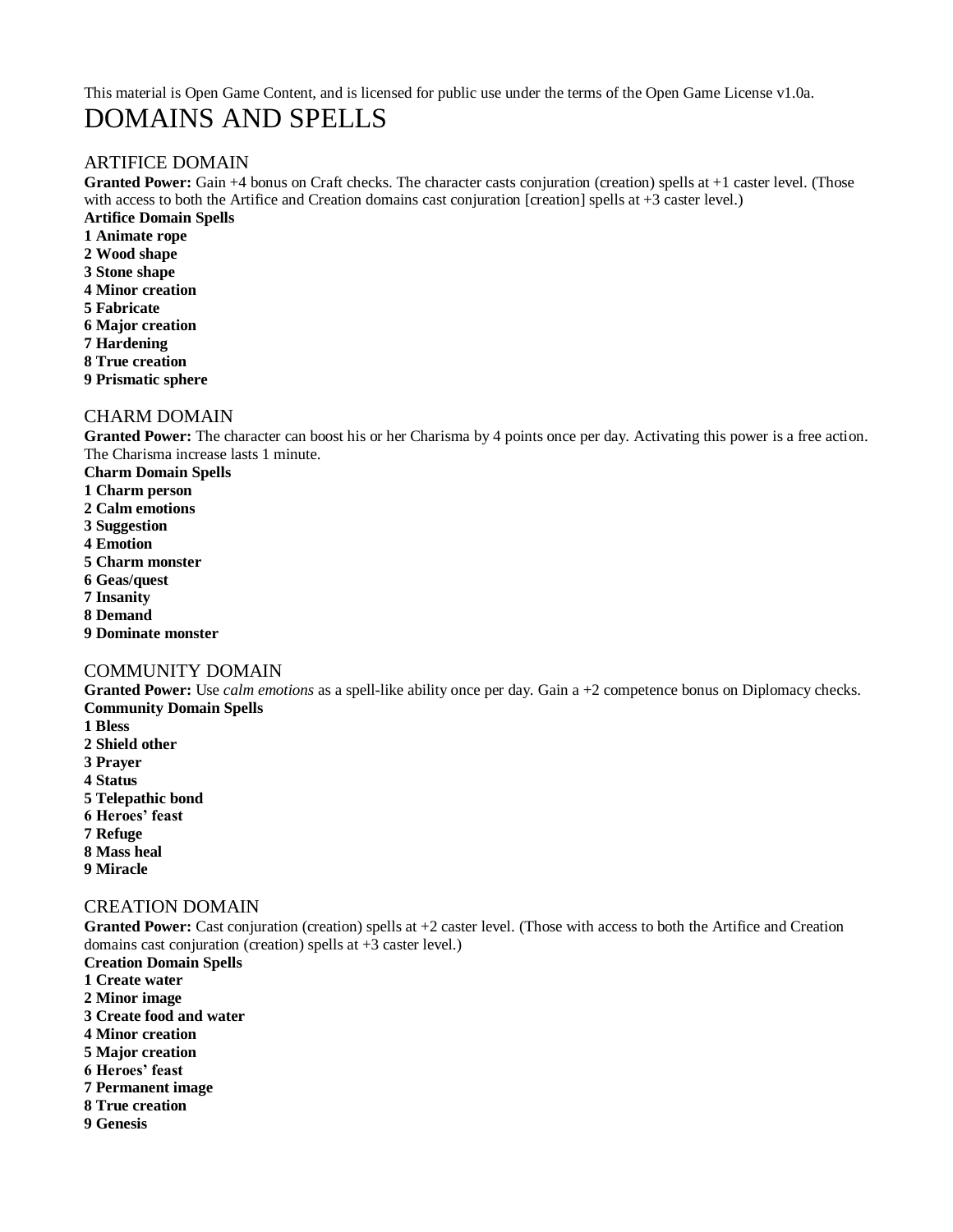This material is Open Game Content, and is licensed for public use under the terms of the Open Game License v1.0a.

# DOMAINS AND SPELLS

## ARTIFICE DOMAIN

**Granted Power:** Gain +4 bonus on Craft checks. The character casts conjuration (creation) spells at +1 caster level. (Those with access to both the Artifice and Creation domains cast conjuration [creation] spells at +3 caster level.)

**Artifice Domain Spells**

**1 Animate rope**
**2 Wood shape**
**3 Stone shape**
**4 Minor creation**
**5 Fabricate**
**6 Major creation**
**7 Hardening**
**8 True creation**
**9 Prismatic sphere**

## CHARM DOMAIN

**Granted Power:** The character can boost his or her Charisma by 4 points once per day. Activating this power is a free action. The Charisma increase lasts 1 minute.

**Charm Domain Spells**

**1 Charm person**
**2 Calm emotions**
**3 Suggestion**
**4 Emotion**
**5 Charm monster**
**6 Geas/quest**
**7 Insanity**
**8 Demand**
**9 Dominate monster**

## COMMUNITY DOMAIN

**Granted Power:** Use *calm emotions* as a spell-like ability once per day. Gain a +2 competence bonus on Diplomacy checks.

**Community Domain Spells**

**1 Bless**
**2 Shield other**
**3 Prayer**
**4 Status**
**5 Telepathic bond**
**6 Heroes' feast**
**7 Refuge**
**8 Mass heal**
**9 Miracle**

## CREATION DOMAIN

**Granted Power:** Cast conjuration (creation) spells at +2 caster level. (Those with access to both the Artifice and Creation domains cast conjuration (creation) spells at +3 caster level.)

**Creation Domain Spells**

**1 Create water**
**2 Minor image**
**3 Create food and water**
**4 Minor creation**
**5 Major creation**
**6 Heroes' feast**
**7 Permanent image**
**8 True creation**
**9 Genesis**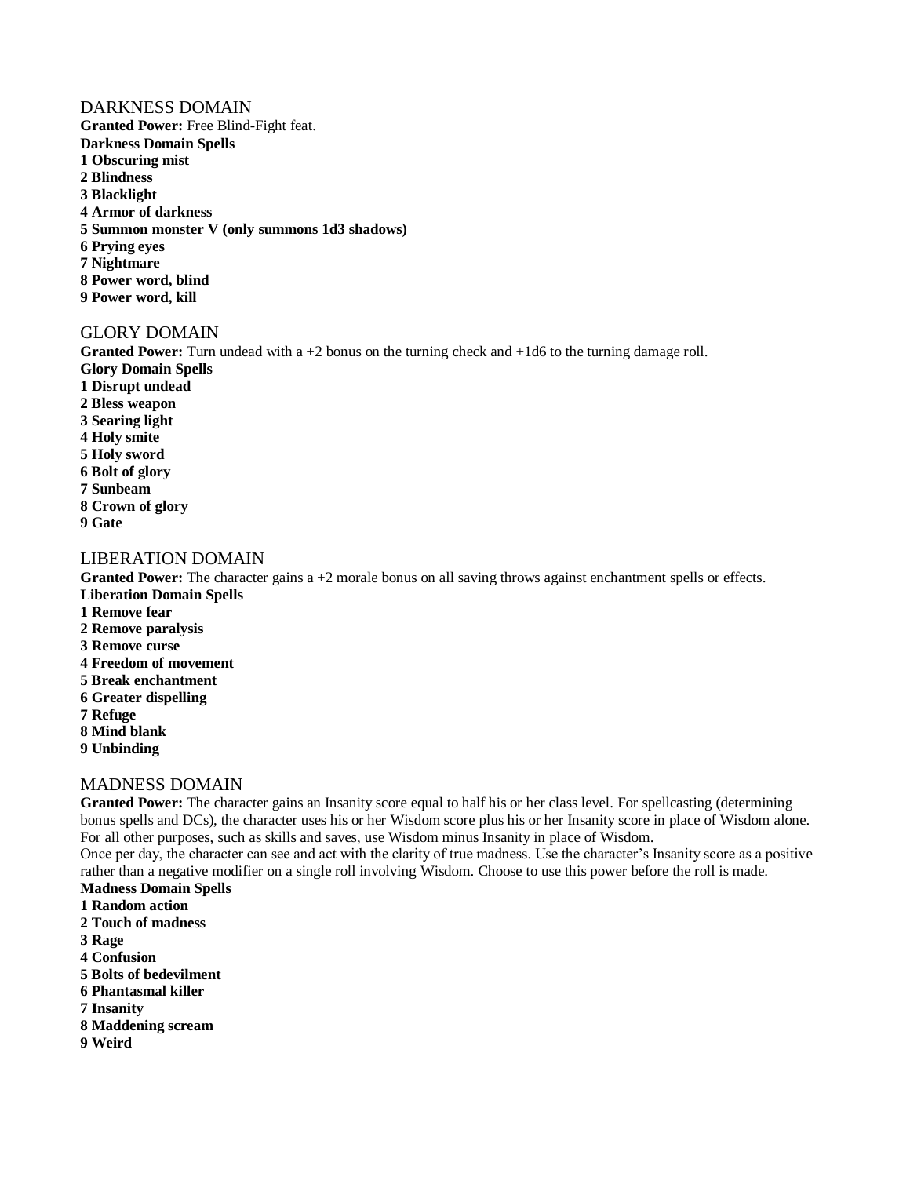## DARKNESS DOMAIN

**Granted Power:** Free Blind-Fight feat.

**Darkness Domain Spells**

**1 Obscuring mist**
**2 Blindness**
**3 Blacklight**
**4 Armor of darkness**
**5 Summon monster V (only summons 1d3 shadows)**
**6 Prying eyes**
**7 Nightmare**
**8 Power word, blind**
**9 Power word, kill**

## GLORY DOMAIN

**Granted Power:** Turn undead with a +2 bonus on the turning check and +1d6 to the turning damage roll.

**Glory Domain Spells**

**1 Disrupt undead**
**2 Bless weapon**
**3 Searing light**
**4 Holy smite**
**5 Holy sword**
**6 Bolt of glory**
**7 Sunbeam**
**8 Crown of glory**
**9 Gate**

## LIBERATION DOMAIN

**Granted Power:** The character gains a +2 morale bonus on all saving throws against enchantment spells or effects.

**Liberation Domain Spells**

**1 Remove fear**
**2 Remove paralysis**
**3 Remove curse**
**4 Freedom of movement**
**5 Break enchantment**
**6 Greater dispelling**
**7 Refuge**
**8 Mind blank**
**9 Unbinding**

## MADNESS DOMAIN

**Granted Power:** The character gains an Insanity score equal to half his or her class level. For spellcasting (determining bonus spells and DCs), the character uses his or her Wisdom score plus his or her Insanity score in place of Wisdom alone. For all other purposes, such as skills and saves, use Wisdom minus Insanity in place of Wisdom.

Once per day, the character can see and act with the clarity of true madness. Use the character's Insanity score as a positive rather than a negative modifier on a single roll involving Wisdom. Choose to use this power before the roll is made.

**Madness Domain Spells**

**1 Random action**
**2 Touch of madness**
**3 Rage**
**4 Confusion**
**5 Bolts of bedevilment**
**6 Phantasmal killer**
**7 Insanity**
**8 Maddening scream**
**9 Weird**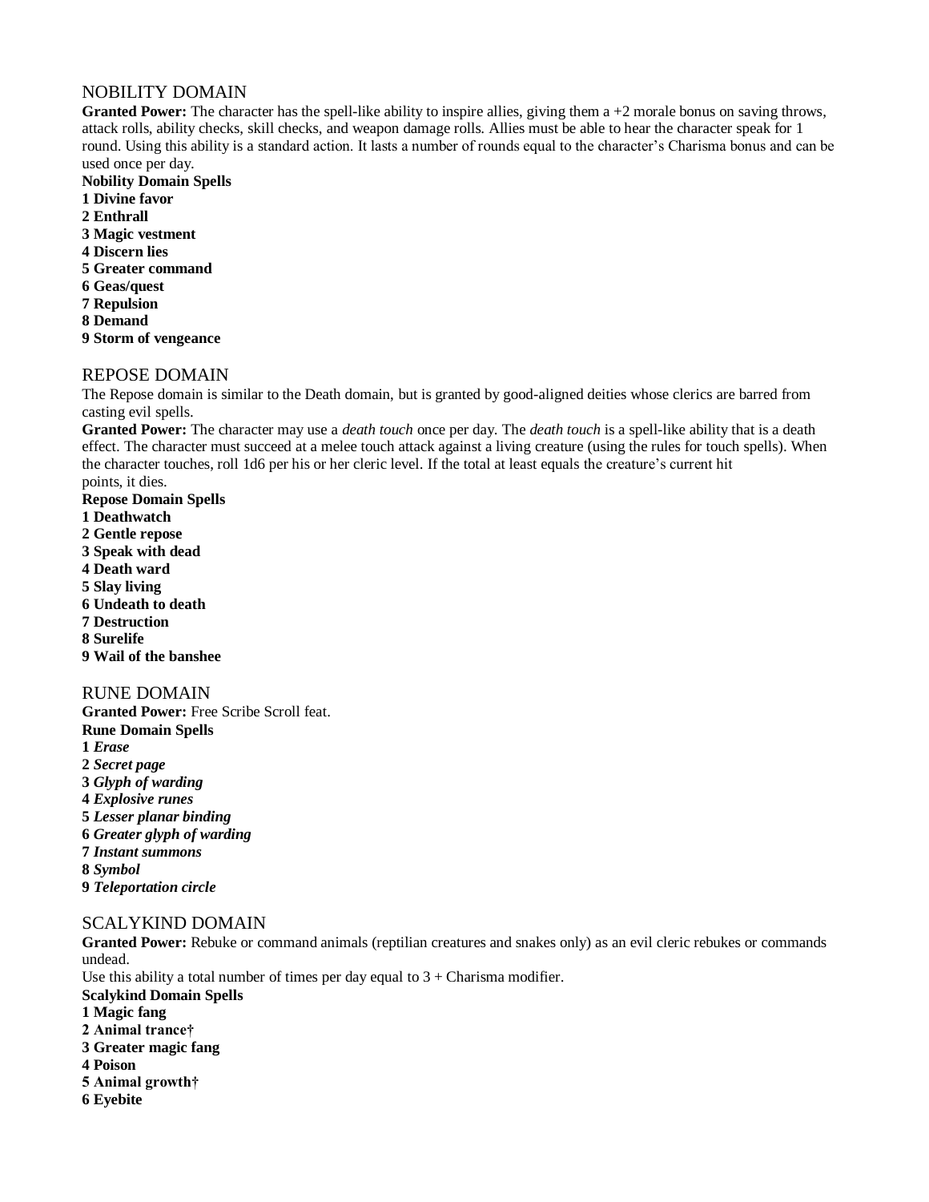## NOBILITY DOMAIN

**Granted Power:** The character has the spell-like ability to inspire allies, giving them a +2 morale bonus on saving throws, attack rolls, ability checks, skill checks, and weapon damage rolls. Allies must be able to hear the character speak for 1 round. Using this ability is a standard action. It lasts a number of rounds equal to the character's Charisma bonus and can be used once per day.

**Nobility Domain Spells**

**1 Divine favor**
**2 Enthrall**
**3 Magic vestment**
**4 Discern lies**
**5 Greater command**
**6 Geas/quest**
**7 Repulsion**
**8 Demand**
**9 Storm of vengeance**

## REPOSE DOMAIN

The Repose domain is similar to the Death domain, but is granted by good-aligned deities whose clerics are barred from casting evil spells.

**Granted Power:** The character may use a *death touch* once per day. The *death touch* is a spell-like ability that is a death effect. The character must succeed at a melee touch attack against a living creature (using the rules for touch spells). When the character touches, roll 1d6 per his or her cleric level. If the total at least equals the creature's current hit points, it dies.

**Repose Domain Spells**

**1 Deathwatch**
**2 Gentle repose**
**3 Speak with dead**
**4 Death ward**
**5 Slay living**
**6 Undeath to death**
**7 Destruction**
**8 Surelife**
**9 Wail of the banshee**

## RUNE DOMAIN

**Granted Power:** Free Scribe Scroll feat.

**Rune Domain Spells**

**1** ***Erase***
**2** ***Secret page***
**3** ***Glyph of warding***
**4** ***Explosive runes***
**5** ***Lesser planar binding***
**6** ***Greater glyph of warding***
**7** ***Instant summons***
**8** ***Symbol***
**9** ***Teleportation circle***

## SCALYKIND DOMAIN

**Granted Power:** Rebuke or command animals (reptilian creatures and snakes only) as an evil cleric rebukes or commands undead.

Use this ability a total number of times per day equal to 3 + Charisma modifier.

**Scalykind Domain Spells**

**1 Magic fang**
**2 Animal trance†**
**3 Greater magic fang**
**4 Poison**
**5 Animal growth†**
**6 Eyebite**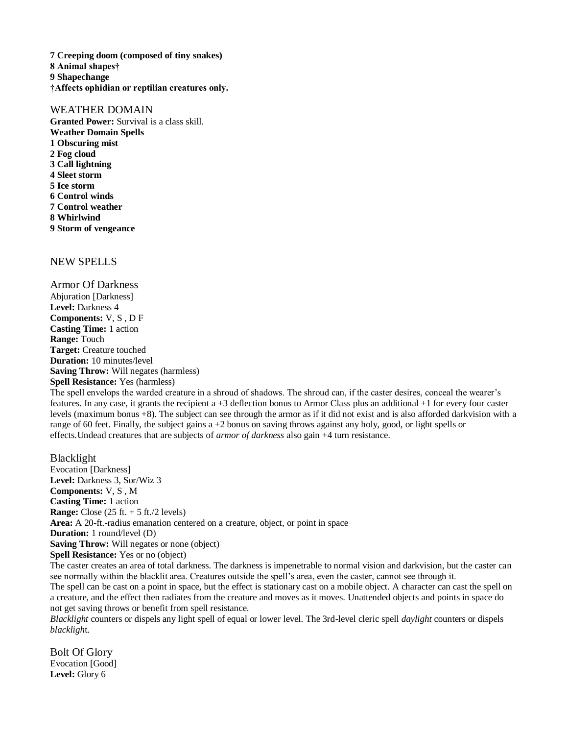**7 Creeping doom (composed of tiny snakes)**
**8 Animal shapes†**
**9 Shapechange**
**†Affects ophidian or reptilian creatures only.**

## WEATHER DOMAIN

**Granted Power:** Survival is a class skill.
**Weather Domain Spells**
**1 Obscuring mist**
**2 Fog cloud**
**3 Call lightning**
**4 Sleet storm**
**5 Ice storm**
**6 Control winds**
**7 Control weather**
**8 Whirlwind**
**9 Storm of vengeance**

## NEW SPELLS

### Armor Of Darkness

Abjuration [Darkness]
**Level:** Darkness 4
**Components:** V, S , D F
**Casting Time:** 1 action
**Range:** Touch
**Target:** Creature touched
**Duration:** 10 minutes/level
**Saving Throw:** Will negates (harmless)
**Spell Resistance:** Yes (harmless)
The spell envelops the warded creature in a shroud of shadows. The shroud can, if the caster desires, conceal the wearer's features. In any case, it grants the recipient a +3 deflection bonus to Armor Class plus an additional +1 for every four caster levels (maximum bonus +8). The subject can see through the armor as if it did not exist and is also afforded darkvision with a range of 60 feet. Finally, the subject gains a +2 bonus on saving throws against any holy, good, or light spells or effects.Undead creatures that are subjects of *armor of darkness* also gain +4 turn resistance.

### Blacklight

Evocation [Darkness]
**Level:** Darkness 3, Sor/Wiz 3
**Components:** V, S , M
**Casting Time:** 1 action
**Range:** Close (25 ft. + 5 ft./2 levels)
**Area:** A 20-ft.-radius emanation centered on a creature, object, or point in space
**Duration:** 1 round/level (D)
**Saving Throw:** Will negates or none (object)
**Spell Resistance:** Yes or no (object)
The caster creates an area of total darkness. The darkness is impenetrable to normal vision and darkvision, but the caster can see normally within the blacklit area. Creatures outside the spell's area, even the caster, cannot see through it.
The spell can be cast on a point in space, but the effect is stationary cast on a mobile object. A character can cast the spell on a creature, and the effect then radiates from the creature and moves as it moves. Unattended objects and points in space do not get saving throws or benefit from spell resistance.
*Blacklight* counters or dispels any light spell of equal or lower level. The 3rd-level cleric spell *daylight* counters or dispels *blacklight*.

### Bolt Of Glory

Evocation [Good]
**Level:** Glory 6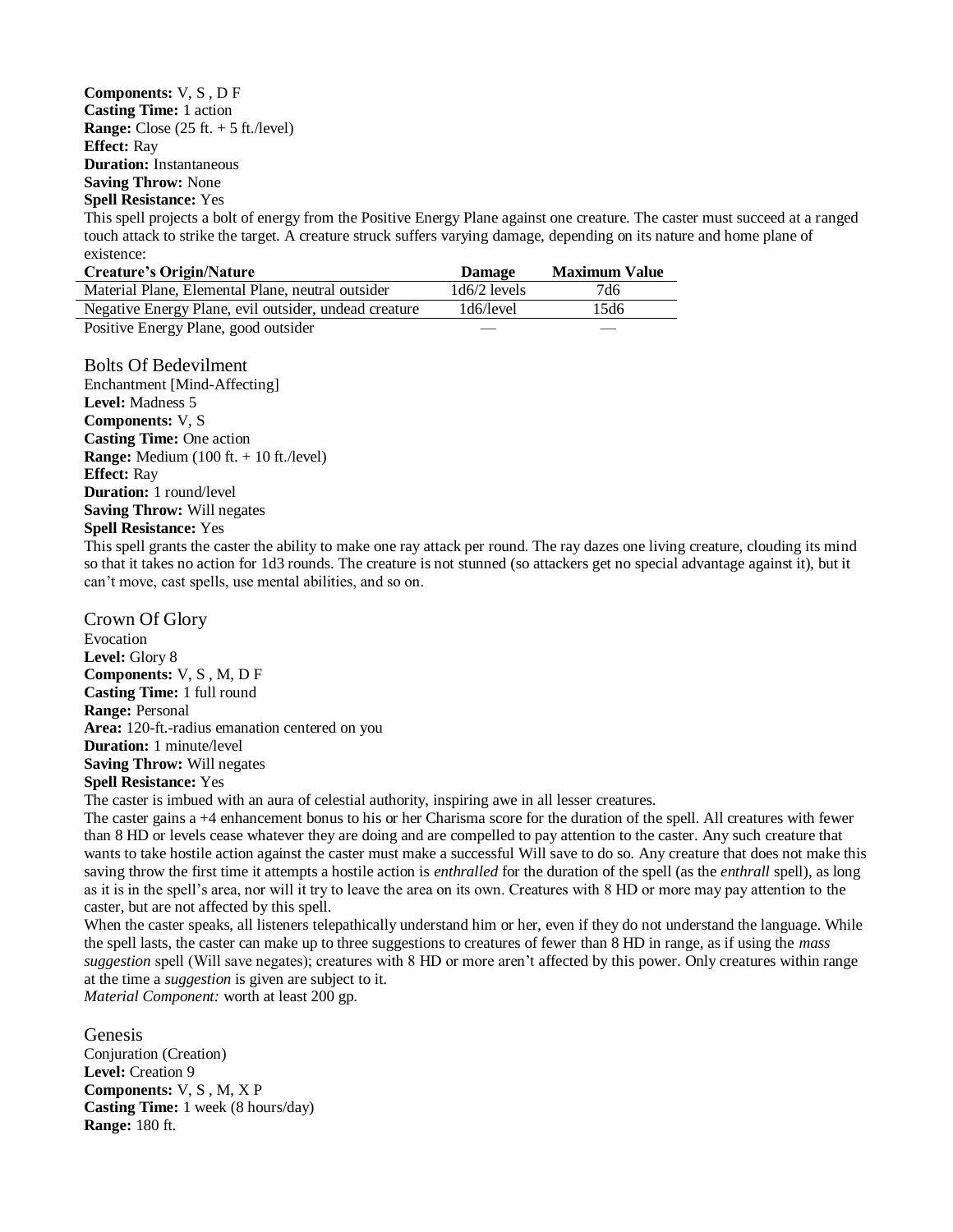**Components:** V, S , D F
**Casting Time:** 1 action
**Range:** Close (25 ft. + 5 ft./level)
**Effect:** Ray
**Duration:** Instantaneous
**Saving Throw:** None
**Spell Resistance:** Yes
This spell projects a bolt of energy from the Positive Energy Plane against one creature. The caster must succeed at a ranged touch attack to strike the target. A creature struck suffers varying damage, depending on its nature and home plane of existence:

| Creature's Origin/Nature | Damage | Maximum Value |
|---|---|---|
| Material Plane, Elemental Plane, neutral outsider | 1d6/2 levels | 7d6 |
| Negative Energy Plane, evil outsider, undead creature | 1d6/level | 15d6 |
| Positive Energy Plane, good outsider | — | — |

## Bolts Of Bedevilment

Enchantment [Mind-Affecting]
**Level:** Madness 5
**Components:** V, S
**Casting Time:** One action
**Range:** Medium (100 ft. + 10 ft./level)
**Effect:** Ray
**Duration:** 1 round/level
**Saving Throw:** Will negates
**Spell Resistance:** Yes
This spell grants the caster the ability to make one ray attack per round. The ray dazes one living creature, clouding its mind so that it takes no action for 1d3 rounds. The creature is not stunned (so attackers get no special advantage against it), but it can't move, cast spells, use mental abilities, and so on.

## Crown Of Glory

Evocation
**Level:** Glory 8
**Components:** V, S , M, D F
**Casting Time:** 1 full round
**Range:** Personal
**Area:** 120-ft.-radius emanation centered on you
**Duration:** 1 minute/level
**Saving Throw:** Will negates
**Spell Resistance:** Yes
The caster is imbued with an aura of celestial authority, inspiring awe in all lesser creatures.
The caster gains a +4 enhancement bonus to his or her Charisma score for the duration of the spell. All creatures with fewer than 8 HD or levels cease whatever they are doing and are compelled to pay attention to the caster. Any such creature that wants to take hostile action against the caster must make a successful Will save to do so. Any creature that does not make this saving throw the first time it attempts a hostile action is *enthralled* for the duration of the spell (as the *enthrall* spell), as long as it is in the spell's area, nor will it try to leave the area on its own. Creatures with 8 HD or more may pay attention to the caster, but are not affected by this spell.
When the caster speaks, all listeners telepathically understand him or her, even if they do not understand the language. While the spell lasts, the caster can make up to three suggestions to creatures of fewer than 8 HD in range, as if using the *mass suggestion* spell (Will save negates); creatures with 8 HD or more aren't affected by this power. Only creatures within range at the time a *suggestion* is given are subject to it.
*Material Component:* worth at least 200 gp.

## Genesis

Conjuration (Creation)
**Level:** Creation 9
**Components:** V, S , M, X P
**Casting Time:** 1 week (8 hours/day)
**Range:** 180 ft.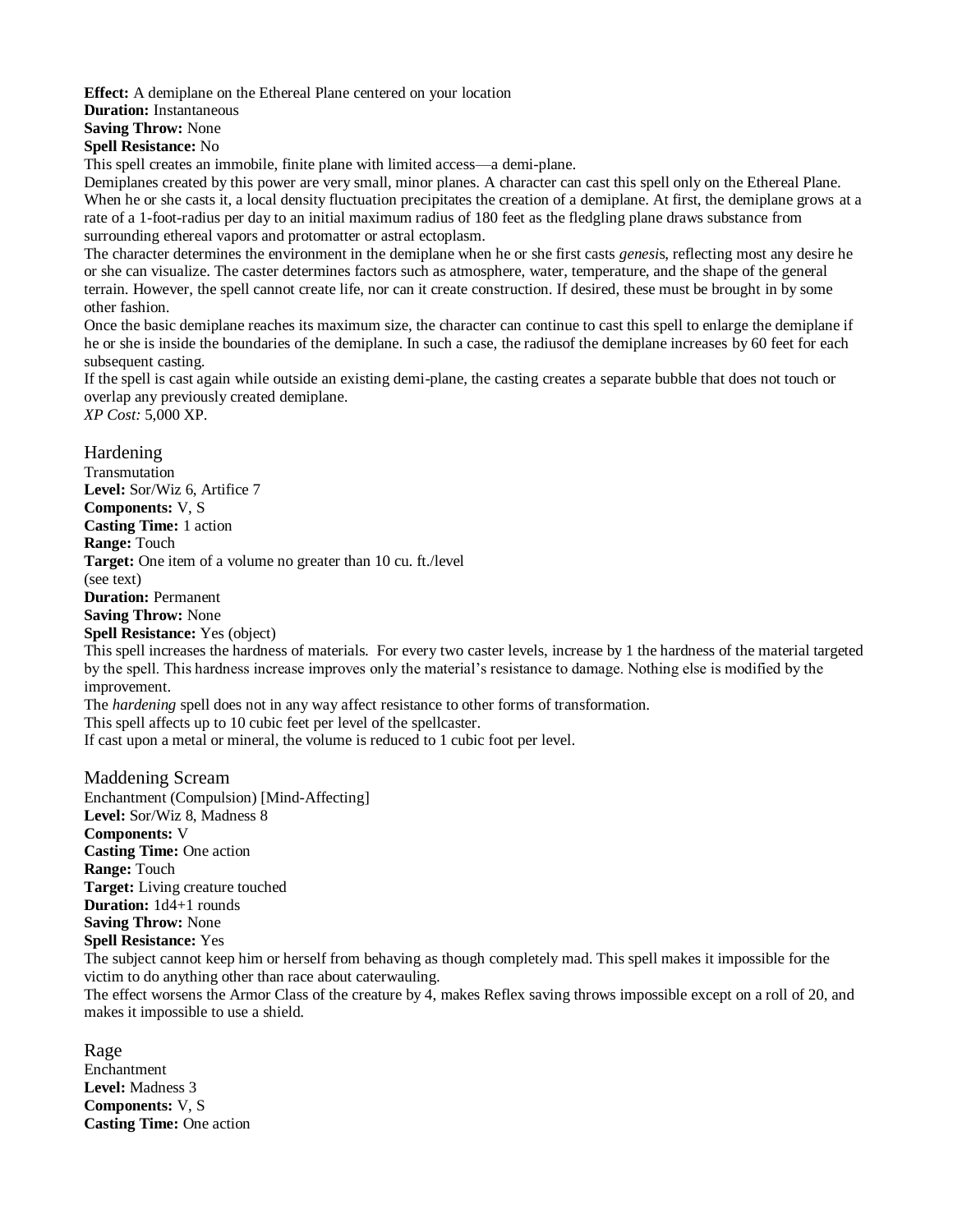**Effect:** A demiplane on the Ethereal Plane centered on your location
**Duration:** Instantaneous
**Saving Throw:** None
**Spell Resistance:** No

This spell creates an immobile, finite plane with limited access—a demi-plane.

Demiplanes created by this power are very small, minor planes. A character can cast this spell only on the Ethereal Plane. When he or she casts it, a local density fluctuation precipitates the creation of a demiplane. At first, the demiplane grows at a rate of a 1-foot-radius per day to an initial maximum radius of 180 feet as the fledgling plane draws substance from surrounding ethereal vapors and protomatter or astral ectoplasm.

The character determines the environment in the demiplane when he or she first casts *genesis*, reflecting most any desire he or she can visualize. The caster determines factors such as atmosphere, water, temperature, and the shape of the general terrain. However, the spell cannot create life, nor can it create construction. If desired, these must be brought in by some other fashion.

Once the basic demiplane reaches its maximum size, the character can continue to cast this spell to enlarge the demiplane if he or she is inside the boundaries of the demiplane. In such a case, the radiusof the demiplane increases by 60 feet for each subsequent casting.

If the spell is cast again while outside an existing demi-plane, the casting creates a separate bubble that does not touch or overlap any previously created demiplane.

*XP Cost:* 5,000 XP.

## Hardening

Transmutation
**Level:** Sor/Wiz 6, Artifice 7
**Components:** V, S
**Casting Time:** 1 action
**Range:** Touch
**Target:** One item of a volume no greater than 10 cu. ft./level (see text)
**Duration:** Permanent
**Saving Throw:** None
**Spell Resistance:** Yes (object)

This spell increases the hardness of materials. For every two caster levels, increase by 1 the hardness of the material targeted by the spell. This hardness increase improves only the material's resistance to damage. Nothing else is modified by the improvement.

The *hardening* spell does not in any way affect resistance to other forms of transformation.

This spell affects up to 10 cubic feet per level of the spellcaster.

If cast upon a metal or mineral, the volume is reduced to 1 cubic foot per level.

## Maddening Scream

Enchantment (Compulsion) [Mind-Affecting]
**Level:** Sor/Wiz 8, Madness 8
**Components:** V
**Casting Time:** One action
**Range:** Touch
**Target:** Living creature touched
**Duration:** 1d4+1 rounds
**Saving Throw:** None
**Spell Resistance:** Yes

The subject cannot keep him or herself from behaving as though completely mad. This spell makes it impossible for the victim to do anything other than race about caterwauling.

The effect worsens the Armor Class of the creature by 4, makes Reflex saving throws impossible except on a roll of 20, and makes it impossible to use a shield.

## Rage

Enchantment
**Level:** Madness 3
**Components:** V, S
**Casting Time:** One action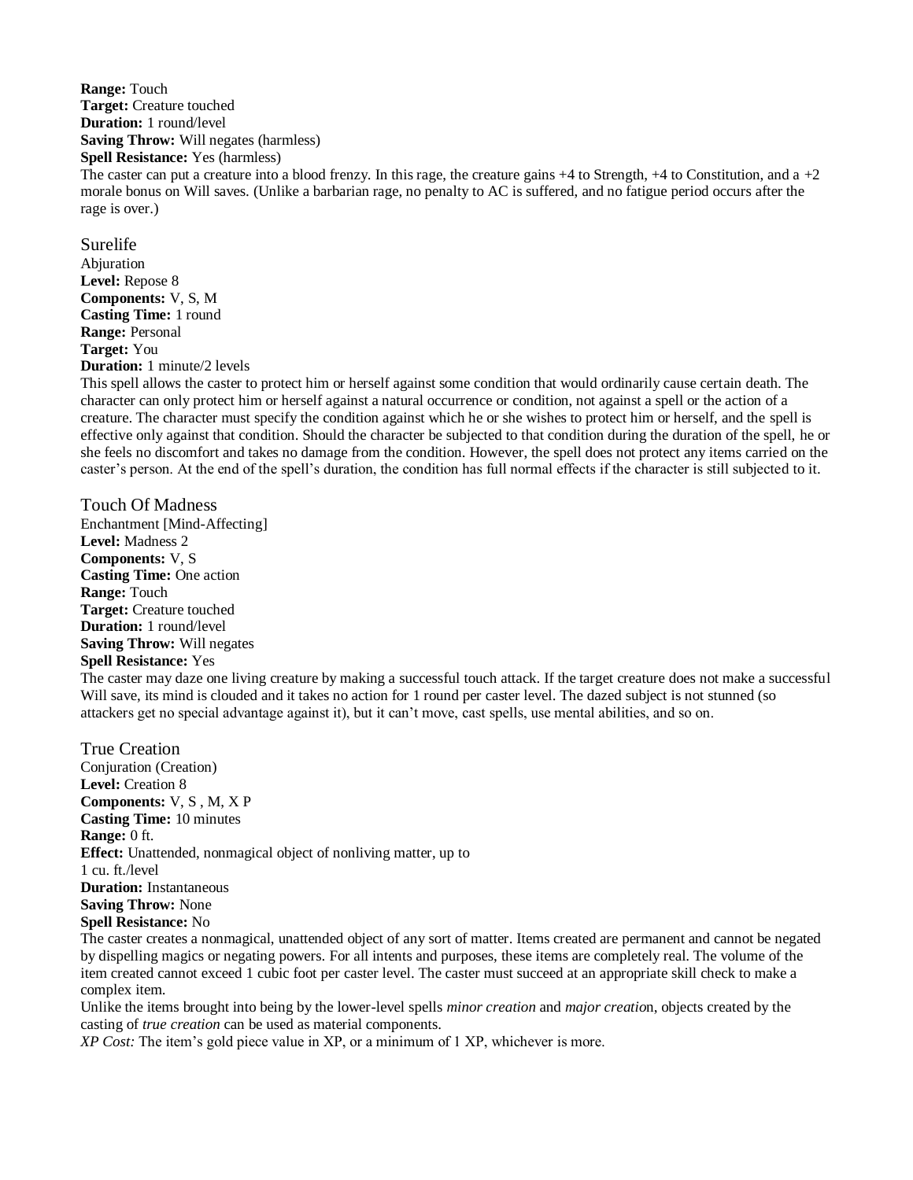**Range:** Touch
**Target:** Creature touched
**Duration:** 1 round/level
**Saving Throw:** Will negates (harmless)
**Spell Resistance:** Yes (harmless)
The caster can put a creature into a blood frenzy. In this rage, the creature gains +4 to Strength, +4 to Constitution, and a +2 morale bonus on Will saves. (Unlike a barbarian rage, no penalty to AC is suffered, and no fatigue period occurs after the rage is over.)

## Surelife

Abjuration
**Level:** Repose 8
**Components:** V, S, M
**Casting Time:** 1 round
**Range:** Personal
**Target:** You
**Duration:** 1 minute/2 levels
This spell allows the caster to protect him or herself against some condition that would ordinarily cause certain death. The character can only protect him or herself against a natural occurrence or condition, not against a spell or the action of a creature. The character must specify the condition against which he or she wishes to protect him or herself, and the spell is effective only against that condition. Should the character be subjected to that condition during the duration of the spell, he or she feels no discomfort and takes no damage from the condition. However, the spell does not protect any items carried on the caster's person. At the end of the spell's duration, the condition has full normal effects if the character is still subjected to it.

## Touch Of Madness

Enchantment [Mind-Affecting]
**Level:** Madness 2
**Components:** V, S
**Casting Time:** One action
**Range:** Touch
**Target:** Creature touched
**Duration:** 1 round/level
**Saving Throw:** Will negates
**Spell Resistance:** Yes
The caster may daze one living creature by making a successful touch attack. If the target creature does not make a successful Will save, its mind is clouded and it takes no action for 1 round per caster level. The dazed subject is not stunned (so attackers get no special advantage against it), but it can't move, cast spells, use mental abilities, and so on.

## True Creation

Conjuration (Creation)
**Level:** Creation 8
**Components:** V, S , M, X P
**Casting Time:** 10 minutes
**Range:** 0 ft.
**Effect:** Unattended, nonmagical object of nonliving matter, up to
1 cu. ft./level
**Duration:** Instantaneous
**Saving Throw:** None
**Spell Resistance:** No
The caster creates a nonmagical, unattended object of any sort of matter. Items created are permanent and cannot be negated by dispelling magics or negating powers. For all intents and purposes, these items are completely real. The volume of the item created cannot exceed 1 cubic foot per caster level. The caster must succeed at an appropriate skill check to make a complex item.
Unlike the items brought into being by the lower-level spells *minor creation* and *major creatio*n, objects created by the casting of *true creation* can be used as material components.
*XP Cost:* The item's gold piece value in XP, or a minimum of 1 XP, whichever is more.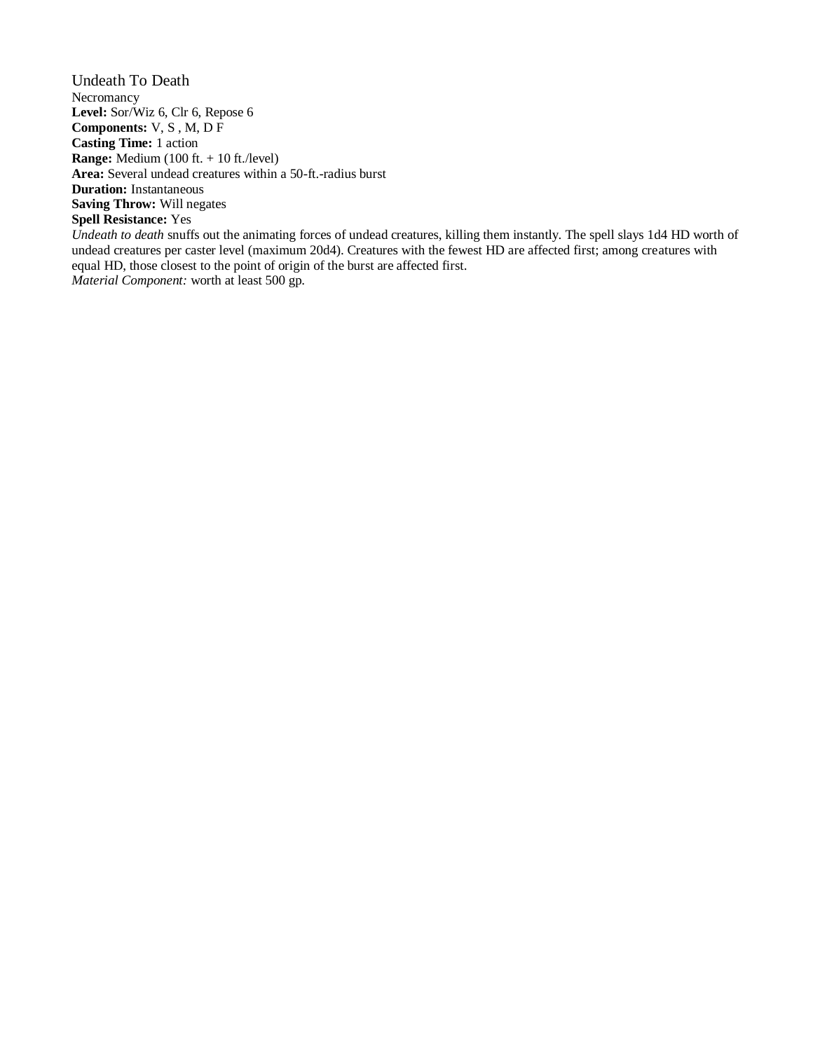## Undeath To Death

Necromancy

**Level:** Sor/Wiz 6, Clr 6, Repose 6

**Components:** V, S , M, D F

**Casting Time:** 1 action

**Range:** Medium (100 ft. + 10 ft./level)

**Area:** Several undead creatures within a 50-ft.-radius burst

**Duration:** Instantaneous

**Saving Throw:** Will negates

**Spell Resistance:** Yes

*Undeath to death* snuffs out the animating forces of undead creatures, killing them instantly. The spell slays 1d4 HD worth of undead creatures per caster level (maximum 20d4). Creatures with the fewest HD are affected first; among creatures with equal HD, those closest to the point of origin of the burst are affected first.

*Material Component:* worth at least 500 gp.